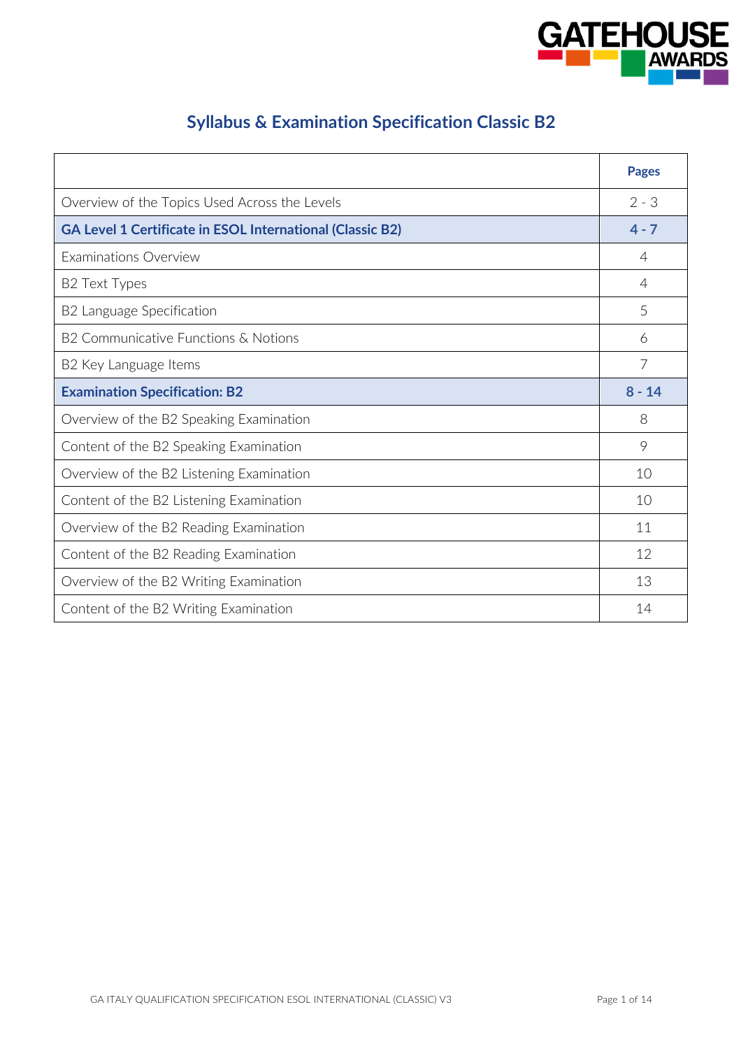# Syllabus & Examination Specification Classic B2

| | Pages |
|---|---|
| Overview of the Topics Used Across the Levels | 2 - 3 |
| **GA Level 1 Certificate in ESOL International (Classic B2)** | **4 - 7** |
| Examinations Overview | 4 |
| B2 Text Types | 4 |
| B2 Language Specification | 5 |
| B2 Communicative Functions & Notions | 6 |
| B2 Key Language Items | 7 |
| **Examination Specification: B2** | **8 - 14** |
| Overview of the B2 Speaking Examination | 8 |
| Content of the B2 Speaking Examination | 9 |
| Overview of the B2 Listening Examination | 10 |
| Content of the B2 Listening Examination | 10 |
| Overview of the B2 Reading Examination | 11 |
| Content of the B2 Reading Examination | 12 |
| Overview of the B2 Writing Examination | 13 |
| Content of the B2 Writing Examination | 14 |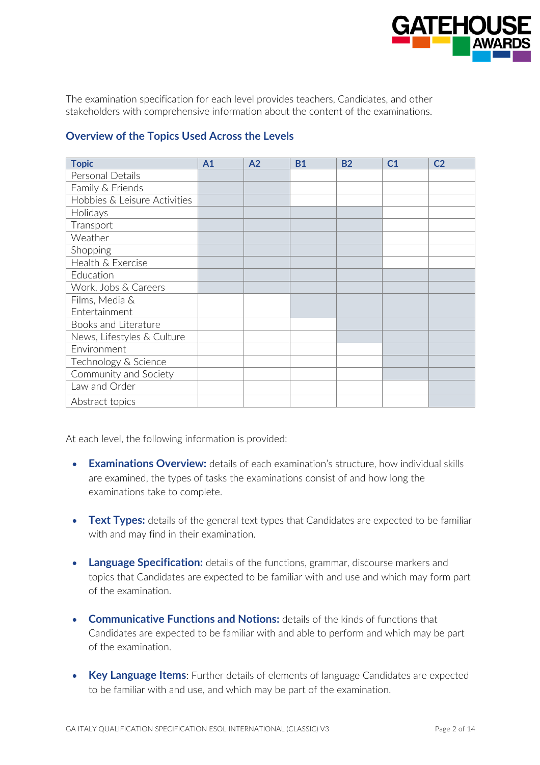The examination specification for each level provides teachers, Candidates, and other stakeholders with comprehensive information about the content of the examinations.

## Overview of the Topics Used Across the Levels

| Topic | A1 | A2 | B1 | B2 | C1 | C2 |
|---|---|---|---|---|---|---|
| Personal Details | ■ | ■ | | | | |
| Family & Friends | ■ | ■ | | | | |
| Hobbies & Leisure Activities | ■ | ■ | | | | |
| Holidays | ■ | ■ | ■ | ■ | | |
| Transport | ■ | ■ | ■ | ■ | | |
| Weather | ■ | ■ | ■ | ■ | | |
| Shopping | ■ | ■ | ■ | ■ | | |
| Health & Exercise | ■ | ■ | ■ | ■ | | |
| Education | ■ | ■ | ■ | ■ | ■ | ■ |
| Work, Jobs & Careers | ■ | ■ | ■ | ■ | ■ | ■ |
| Films, Media & Entertainment | | | ■ | ■ | ■ | ■ |
| Books and Literature | | | | ■ | ■ | ■ |
| News, Lifestyles & Culture | | | | ■ | ■ | ■ |
| Environment | | | | | ■ | ■ |
| Technology & Science | | | | | ■ | ■ |
| Community and Society | | | | | ■ | ■ |
| Law and Order | | | | | | ■ |
| Abstract topics | | | | | | ■ |

At each level, the following information is provided:

- **Examinations Overview:** details of each examination's structure, how individual skills are examined, the types of tasks the examinations consist of and how long the examinations take to complete.
- **Text Types:** details of the general text types that Candidates are expected to be familiar with and may find in their examination.
- **Language Specification:** details of the functions, grammar, discourse markers and topics that Candidates are expected to be familiar with and use and which may form part of the examination.
- **Communicative Functions and Notions:** details of the kinds of functions that Candidates are expected to be familiar with and able to perform and which may be part of the examination.
- **Key Language Items**: Further details of elements of language Candidates are expected to be familiar with and use, and which may be part of the examination.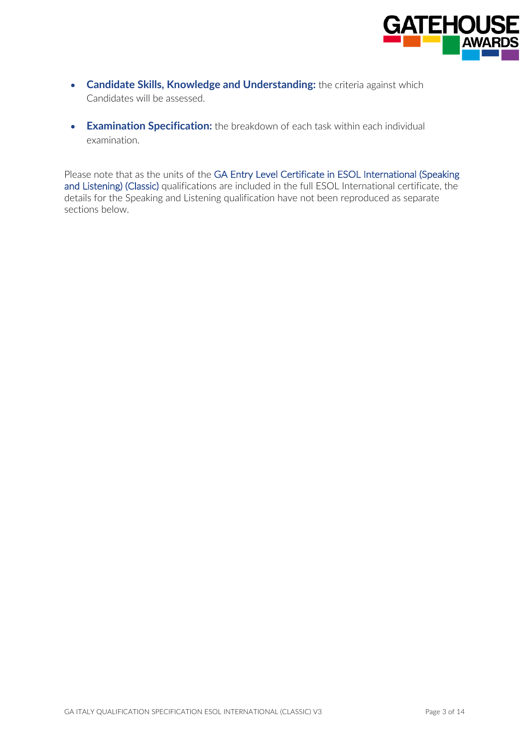- **Candidate Skills, Knowledge and Understanding:** the criteria against which Candidates will be assessed.

- **Examination Specification:** the breakdown of each task within each individual examination.

Please note that as the units of the GA Entry Level Certificate in ESOL International (Speaking and Listening) (Classic) qualifications are included in the full ESOL International certificate, the details for the Speaking and Listening qualification have not been reproduced as separate sections below.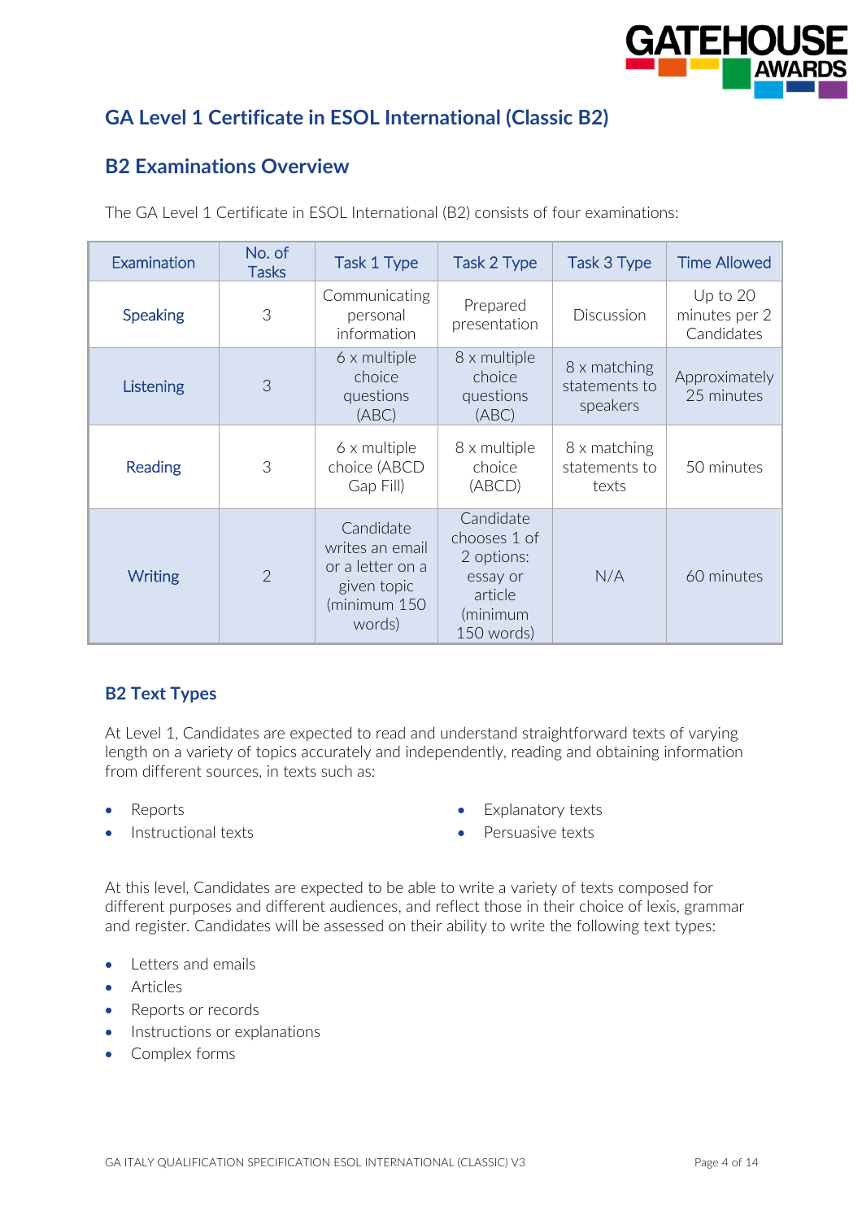## GA Level 1 Certificate in ESOL International (Classic B2)

## B2 Examinations Overview

The GA Level 1 Certificate in ESOL International (B2) consists of four examinations:

| Examination | No. of Tasks | Task 1 Type | Task 2 Type | Task 3 Type | Time Allowed |
|---|---|---|---|---|---|
| Speaking | 3 | Communicating personal information | Prepared presentation | Discussion | Up to 20 minutes per 2 Candidates |
| Listening | 3 | 6 x multiple choice questions (ABC) | 8 x multiple choice questions (ABC) | 8 x matching statements to speakers | Approximately 25 minutes |
| Reading | 3 | 6 x multiple choice (ABCD Gap Fill) | 8 x multiple choice (ABCD) | 8 x matching statements to texts | 50 minutes |
| Writing | 2 | Candidate writes an email or a letter on a given topic (minimum 150 words) | Candidate chooses 1 of 2 options: essay or article (minimum 150 words) | N/A | 60 minutes |

### B2 Text Types

At Level 1, Candidates are expected to read and understand straightforward texts of varying length on a variety of topics accurately and independently, reading and obtaining information from different sources, in texts such as:

- Reports
- Instructional texts
- Explanatory texts
- Persuasive texts

At this level, Candidates are expected to be able to write a variety of texts composed for different purposes and different audiences, and reflect those in their choice of lexis, grammar and register. Candidates will be assessed on their ability to write the following text types:

- Letters and emails
- Articles
- Reports or records
- Instructions or explanations
- Complex forms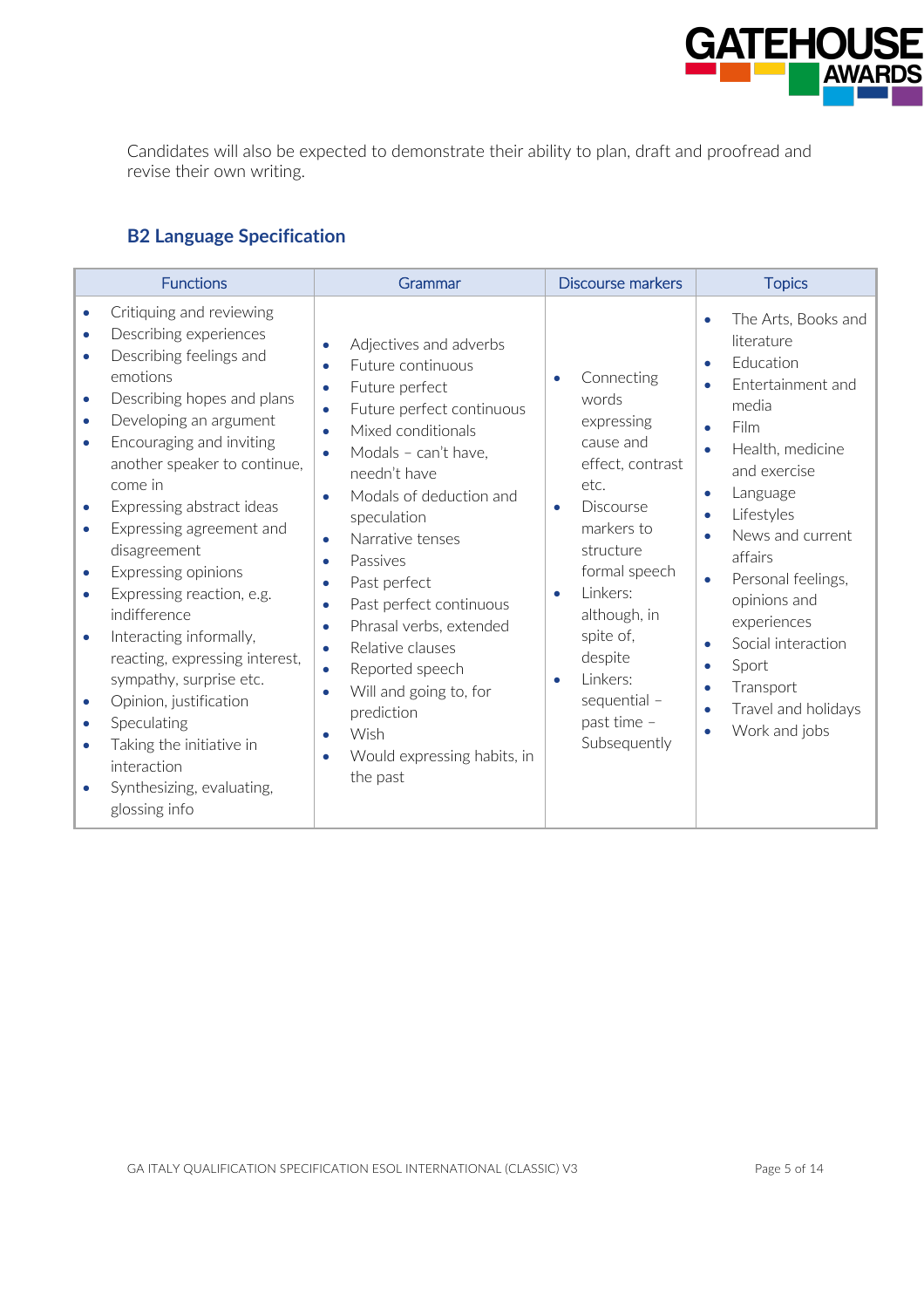Candidates will also be expected to demonstrate their ability to plan, draft and proofread and revise their own writing.

## B2 Language Specification

| Functions | Grammar | Discourse markers | Topics |
|---|---|---|---|
| • Critiquing and reviewing<br>• Describing experiences<br>• Describing feelings and emotions<br>• Describing hopes and plans<br>• Developing an argument<br>• Encouraging and inviting another speaker to continue, come in<br>• Expressing abstract ideas<br>• Expressing agreement and disagreement<br>• Expressing opinions<br>• Expressing reaction, e.g. indifference<br>• Interacting informally, reacting, expressing interest, sympathy, surprise etc.<br>• Opinion, justification<br>• Speculating<br>• Taking the initiative in interaction<br>• Synthesizing, evaluating, glossing info | • Adjectives and adverbs<br>• Future continuous<br>• Future perfect<br>• Future perfect continuous<br>• Mixed conditionals<br>• Modals – can't have, needn't have<br>• Modals of deduction and speculation<br>• Narrative tenses<br>• Passives<br>• Past perfect<br>• Past perfect continuous<br>• Phrasal verbs, extended<br>• Relative clauses<br>• Reported speech<br>• Will and going to, for prediction<br>• Wish<br>• Would expressing habits, in the past | • Connecting words expressing cause and effect, contrast etc.<br>• Discourse markers to structure formal speech<br>• Linkers: although, in spite of, despite<br>• Linkers: sequential – past time – Subsequently | • The Arts, Books and literature<br>• Education<br>• Entertainment and media<br>• Film<br>• Health, medicine and exercise<br>• Language<br>• Lifestyles<br>• News and current affairs<br>• Personal feelings, opinions and experiences<br>• Social interaction<br>• Sport<br>• Transport<br>• Travel and holidays<br>• Work and jobs |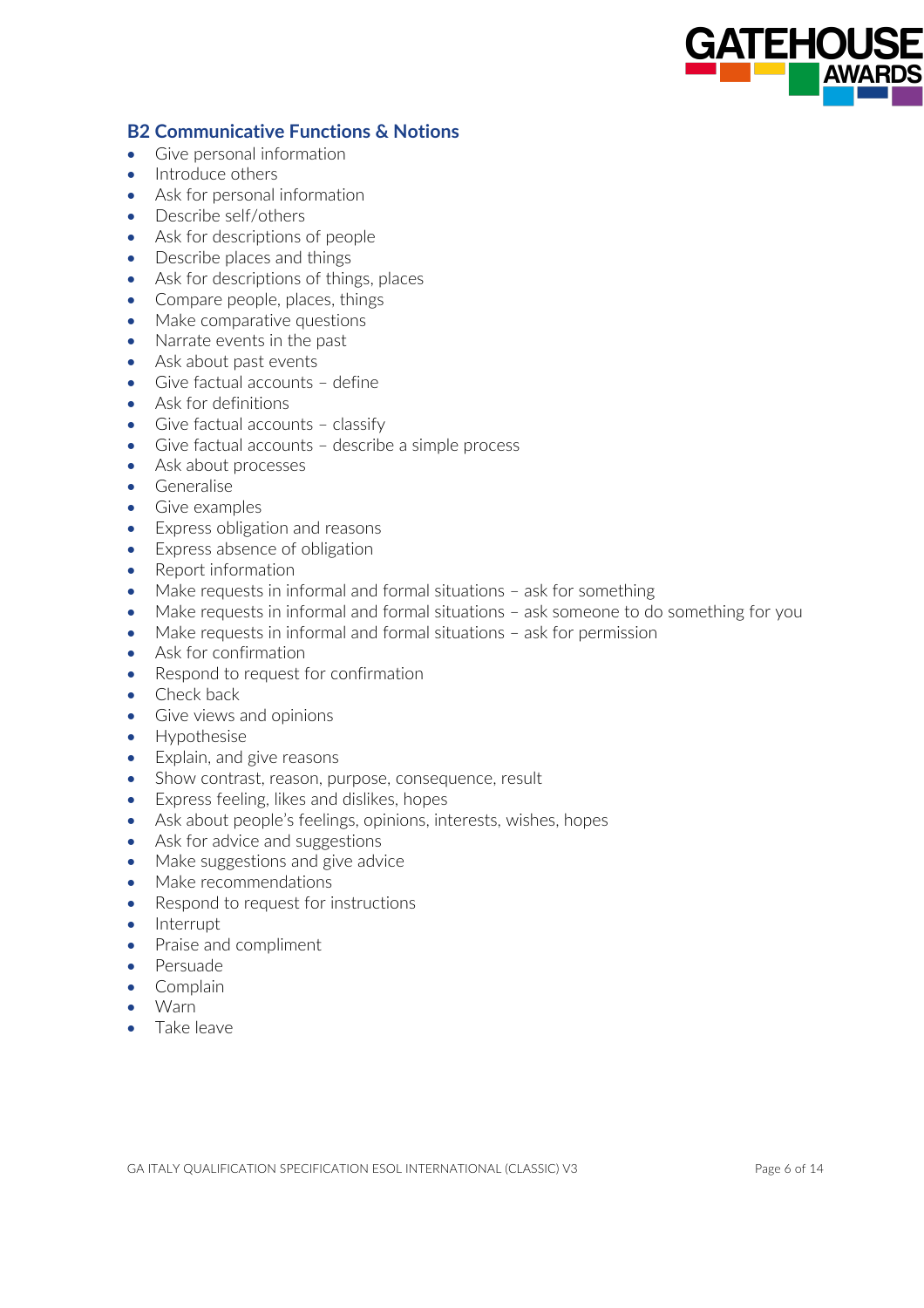## B2 Communicative Functions & Notions

- Give personal information
- Introduce others
- Ask for personal information
- Describe self/others
- Ask for descriptions of people
- Describe places and things
- Ask for descriptions of things, places
- Compare people, places, things
- Make comparative questions
- Narrate events in the past
- Ask about past events
- Give factual accounts – define
- Ask for definitions
- Give factual accounts – classify
- Give factual accounts – describe a simple process
- Ask about processes
- Generalise
- Give examples
- Express obligation and reasons
- Express absence of obligation
- Report information
- Make requests in informal and formal situations – ask for something
- Make requests in informal and formal situations – ask someone to do something for you
- Make requests in informal and formal situations – ask for permission
- Ask for confirmation
- Respond to request for confirmation
- Check back
- Give views and opinions
- Hypothesise
- Explain, and give reasons
- Show contrast, reason, purpose, consequence, result
- Express feeling, likes and dislikes, hopes
- Ask about people's feelings, opinions, interests, wishes, hopes
- Ask for advice and suggestions
- Make suggestions and give advice
- Make recommendations
- Respond to request for instructions
- Interrupt
- Praise and compliment
- Persuade
- Complain
- Warn
- Take leave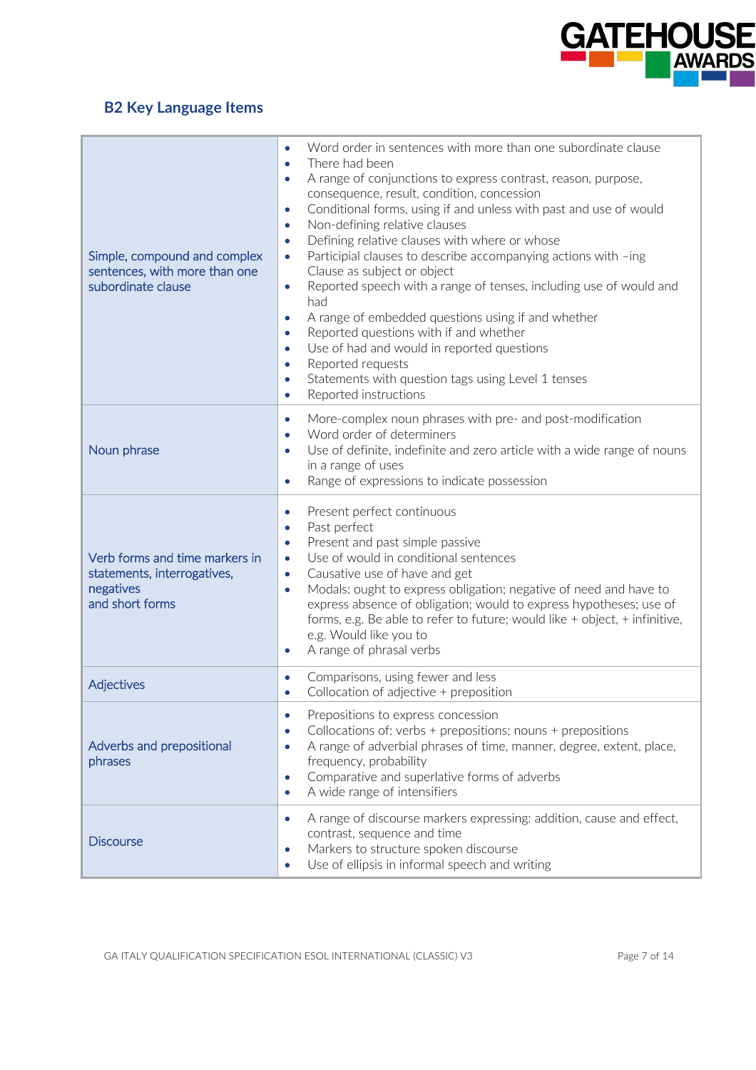## B2 Key Language Items

| | |
|---|---|
| Simple, compound and complex sentences, with more than one subordinate clause | • Word order in sentences with more than one subordinate clause<br>• There had been<br>• A range of conjunctions to express contrast, reason, purpose, consequence, result, condition, concession<br>• Conditional forms, using if and unless with past and use of would<br>• Non-defining relative clauses<br>• Defining relative clauses with where or whose<br>• Participial clauses to describe accompanying actions with –ing Clause as subject or object<br>• Reported speech with a range of tenses, including use of would and had<br>• A range of embedded questions using if and whether<br>• Reported questions with if and whether<br>• Use of had and would in reported questions<br>• Reported requests<br>• Statements with question tags using Level 1 tenses<br>• Reported instructions |
| Noun phrase | • More-complex noun phrases with pre- and post-modification<br>• Word order of determiners<br>• Use of definite, indefinite and zero article with a wide range of nouns in a range of uses<br>• Range of expressions to indicate possession |
| Verb forms and time markers in statements, interrogatives, negatives and short forms | • Present perfect continuous<br>• Past perfect<br>• Present and past simple passive<br>• Use of would in conditional sentences<br>• Causative use of have and get<br>• Modals: ought to express obligation; negative of need and have to express absence of obligation; would to express hypotheses; use of forms, e.g. Be able to refer to future; would like + object, + infinitive, e.g. Would like you to<br>• A range of phrasal verbs |
| Adjectives | • Comparisons, using fewer and less<br>• Collocation of adjective + preposition |
| Adverbs and prepositional phrases | • Prepositions to express concession<br>• Collocations of: verbs + prepositions; nouns + prepositions<br>• A range of adverbial phrases of time, manner, degree, extent, place, frequency, probability<br>• Comparative and superlative forms of adverbs<br>• A wide range of intensifiers |
| Discourse | • A range of discourse markers expressing: addition, cause and effect, contrast, sequence and time<br>• Markers to structure spoken discourse<br>• Use of ellipsis in informal speech and writing |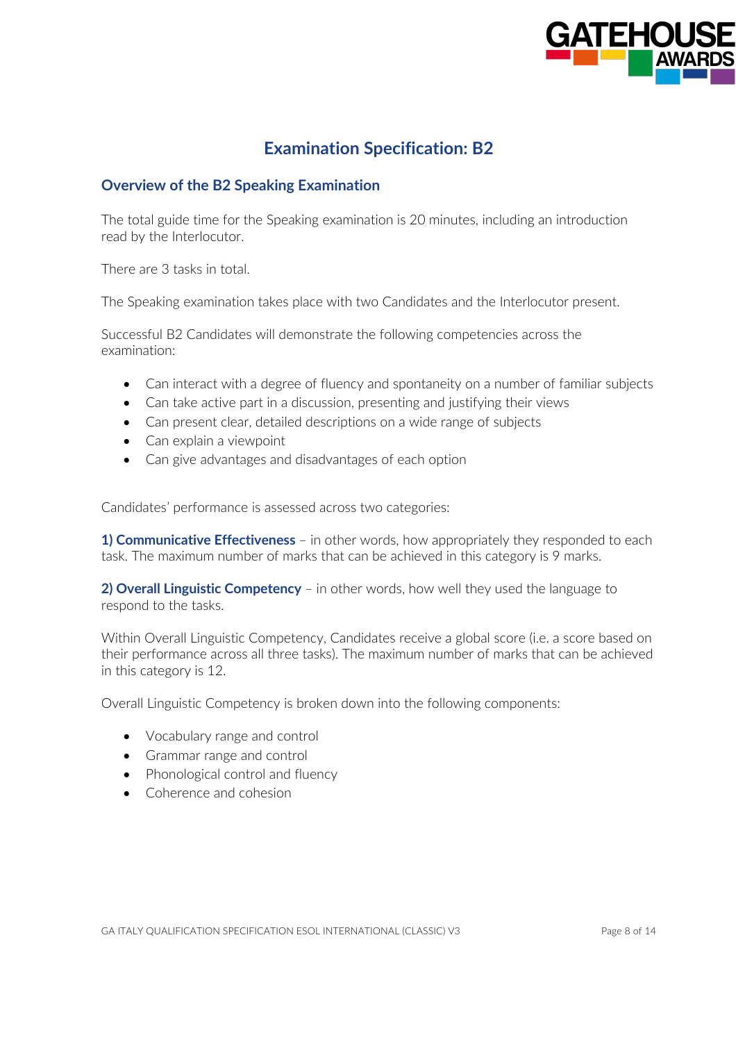# Examination Specification: B2

## Overview of the B2 Speaking Examination

The total guide time for the Speaking examination is 20 minutes, including an introduction read by the Interlocutor.

There are 3 tasks in total.

The Speaking examination takes place with two Candidates and the Interlocutor present.

Successful B2 Candidates will demonstrate the following competencies across the examination:

- Can interact with a degree of fluency and spontaneity on a number of familiar subjects
- Can take active part in a discussion, presenting and justifying their views
- Can present clear, detailed descriptions on a wide range of subjects
- Can explain a viewpoint
- Can give advantages and disadvantages of each option

Candidates' performance is assessed across two categories:

**1) Communicative Effectiveness** – in other words, how appropriately they responded to each task. The maximum number of marks that can be achieved in this category is 9 marks.

**2) Overall Linguistic Competency** – in other words, how well they used the language to respond to the tasks.

Within Overall Linguistic Competency, Candidates receive a global score (i.e. a score based on their performance across all three tasks). The maximum number of marks that can be achieved in this category is 12.

Overall Linguistic Competency is broken down into the following components:

- Vocabulary range and control
- Grammar range and control
- Phonological control and fluency
- Coherence and cohesion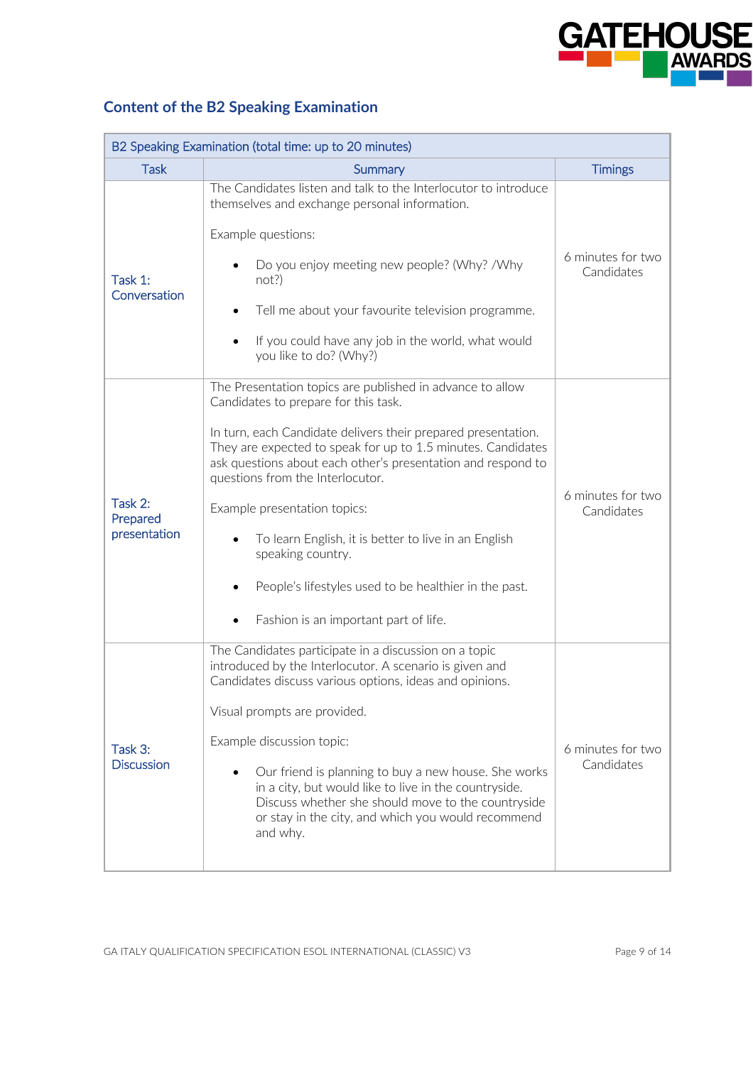## Content of the B2 Speaking Examination

| B2 Speaking Examination (total time: up to 20 minutes) | | |
|---|---|---|
| **Task** | **Summary** | **Timings** |
| Task 1: Conversation | The Candidates listen and talk to the Interlocutor to introduce themselves and exchange personal information.<br><br>Example questions:<br><br>• Do you enjoy meeting new people? (Why? /Why not?)<br><br>• Tell me about your favourite television programme.<br><br>• If you could have any job in the world, what would you like to do? (Why?) | 6 minutes for two Candidates |
| Task 2: Prepared presentation | The Presentation topics are published in advance to allow Candidates to prepare for this task.<br><br>In turn, each Candidate delivers their prepared presentation. They are expected to speak for up to 1.5 minutes. Candidates ask questions about each other's presentation and respond to questions from the Interlocutor.<br><br>Example presentation topics:<br><br>• To learn English, it is better to live in an English speaking country.<br><br>• People's lifestyles used to be healthier in the past.<br><br>• Fashion is an important part of life. | 6 minutes for two Candidates |
| Task 3: Discussion | The Candidates participate in a discussion on a topic introduced by the Interlocutor. A scenario is given and Candidates discuss various options, ideas and opinions.<br><br>Visual prompts are provided.<br><br>Example discussion topic:<br><br>• Our friend is planning to buy a new house. She works in a city, but would like to live in the countryside. Discuss whether she should move to the countryside or stay in the city, and which you would recommend and why. | 6 minutes for two Candidates |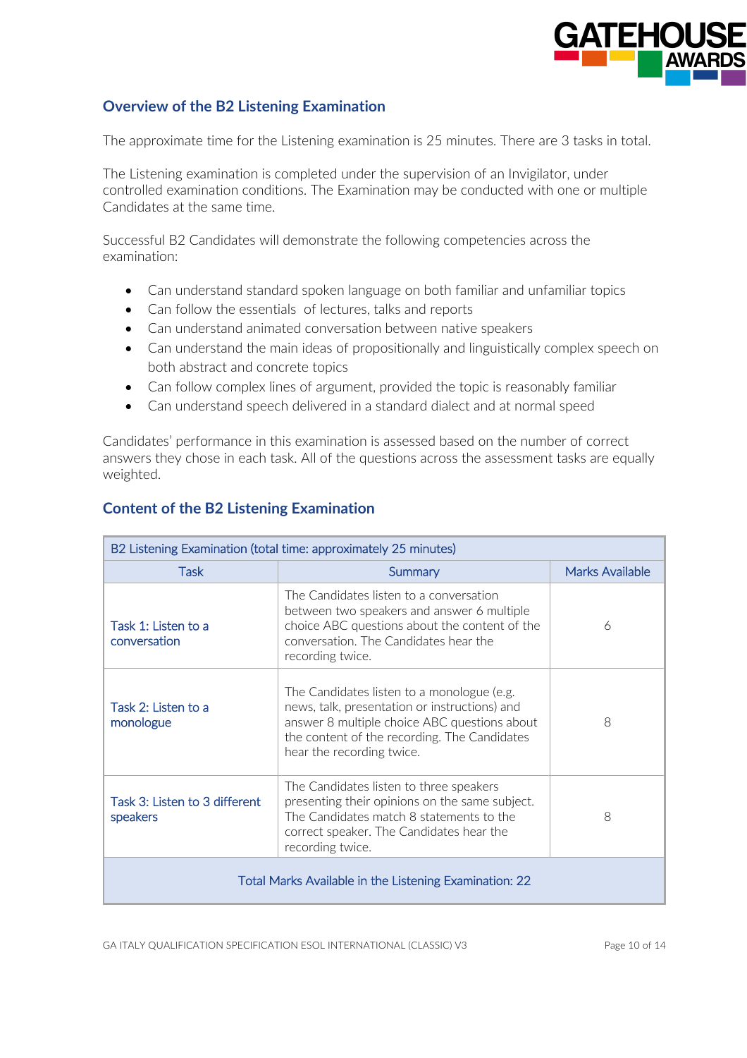## Overview of the B2 Listening Examination

The approximate time for the Listening examination is 25 minutes. There are 3 tasks in total.

The Listening examination is completed under the supervision of an Invigilator, under controlled examination conditions. The Examination may be conducted with one or multiple Candidates at the same time.

Successful B2 Candidates will demonstrate the following competencies across the examination:

- Can understand standard spoken language on both familiar and unfamiliar topics
- Can follow the essentials of lectures, talks and reports
- Can understand animated conversation between native speakers
- Can understand the main ideas of propositionally and linguistically complex speech on both abstract and concrete topics
- Can follow complex lines of argument, provided the topic is reasonably familiar
- Can understand speech delivered in a standard dialect and at normal speed

Candidates' performance in this examination is assessed based on the number of correct answers they chose in each task. All of the questions across the assessment tasks are equally weighted.

## Content of the B2 Listening Examination

| B2 Listening Examination (total time: approximately 25 minutes) | | |
|---|---|---|
| Task | Summary | Marks Available |
| Task 1: Listen to a conversation | The Candidates listen to a conversation between two speakers and answer 6 multiple choice ABC questions about the content of the conversation. The Candidates hear the recording twice. | 6 |
| Task 2: Listen to a monologue | The Candidates listen to a monologue (e.g. news, talk, presentation or instructions) and answer 8 multiple choice ABC questions about the content of the recording. The Candidates hear the recording twice. | 8 |
| Task 3: Listen to 3 different speakers | The Candidates listen to three speakers presenting their opinions on the same subject. The Candidates match 8 statements to the correct speaker. The Candidates hear the recording twice. | 8 |
| Total Marks Available in the Listening Examination: 22 | | |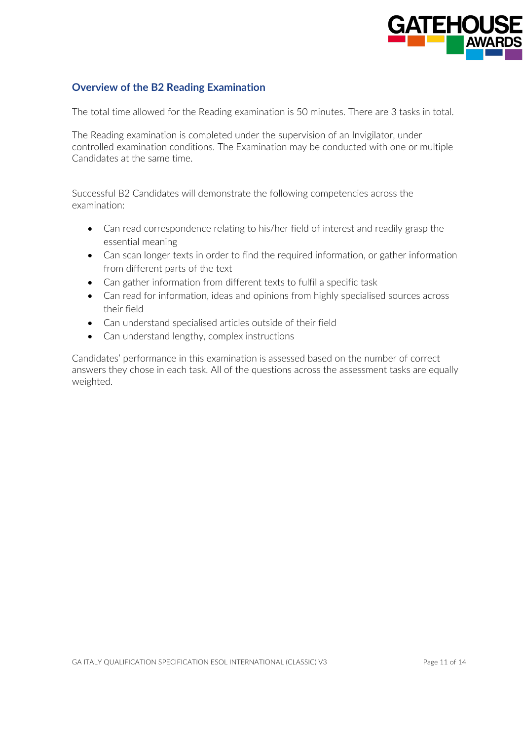## Overview of the B2 Reading Examination

The total time allowed for the Reading examination is 50 minutes. There are 3 tasks in total.

The Reading examination is completed under the supervision of an Invigilator, under controlled examination conditions. The Examination may be conducted with one or multiple Candidates at the same time.

Successful B2 Candidates will demonstrate the following competencies across the examination:

- Can read correspondence relating to his/her field of interest and readily grasp the essential meaning
- Can scan longer texts in order to find the required information, or gather information from different parts of the text
- Can gather information from different texts to fulfil a specific task
- Can read for information, ideas and opinions from highly specialised sources across their field
- Can understand specialised articles outside of their field
- Can understand lengthy, complex instructions

Candidates' performance in this examination is assessed based on the number of correct answers they chose in each task. All of the questions across the assessment tasks are equally weighted.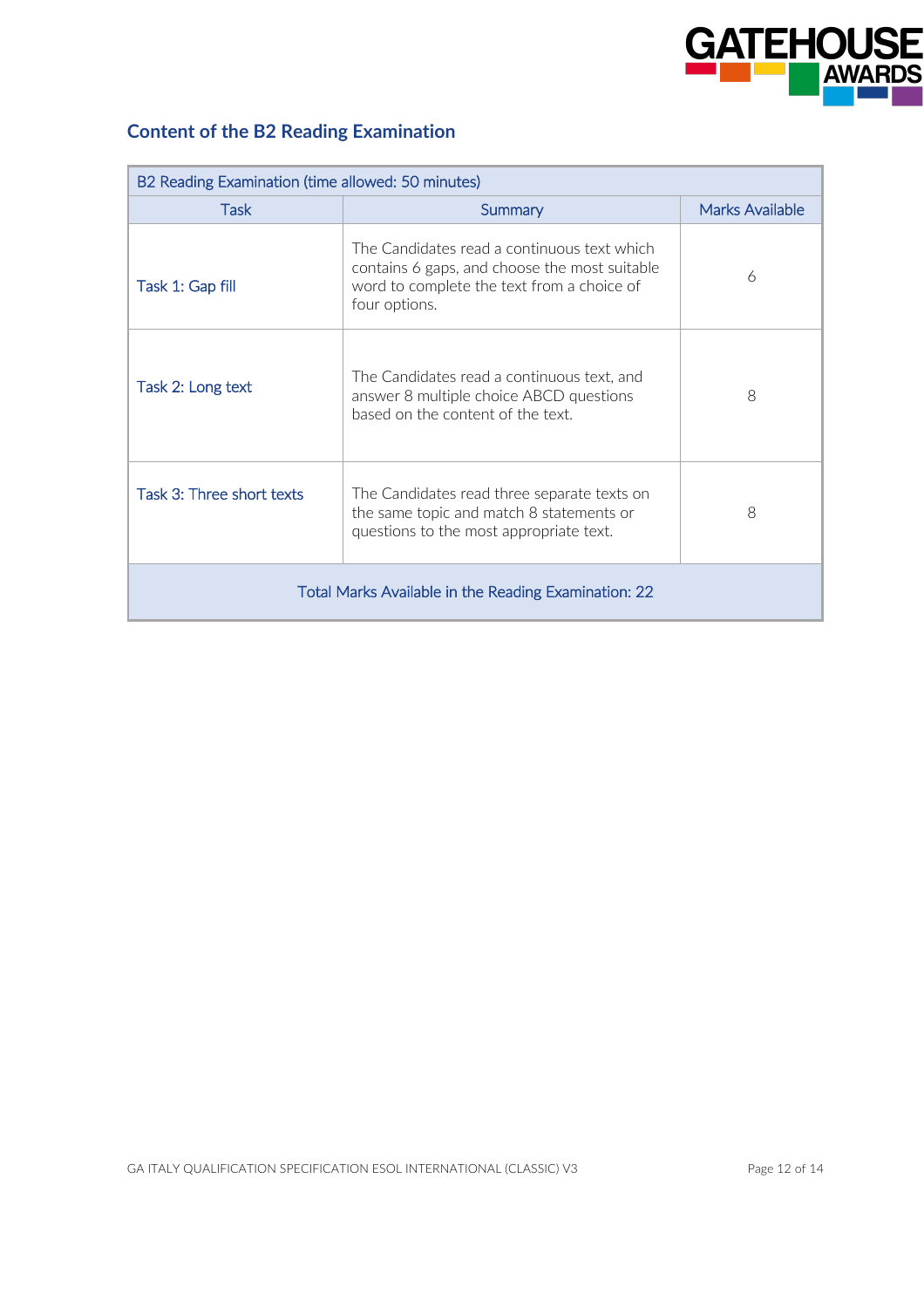## Content of the B2 Reading Examination

| B2 Reading Examination (time allowed: 50 minutes) | | |
|---|---|---|
| **Task** | **Summary** | **Marks Available** |
| Task 1: Gap fill | The Candidates read a continuous text which contains 6 gaps, and choose the most suitable word to complete the text from a choice of four options. | 6 |
| Task 2: Long text | The Candidates read a continuous text, and answer 8 multiple choice ABCD questions based on the content of the text. | 8 |
| Task 3: Three short texts | The Candidates read three separate texts on the same topic and match 8 statements or questions to the most appropriate text. | 8 |
| Total Marks Available in the Reading Examination: 22 | | |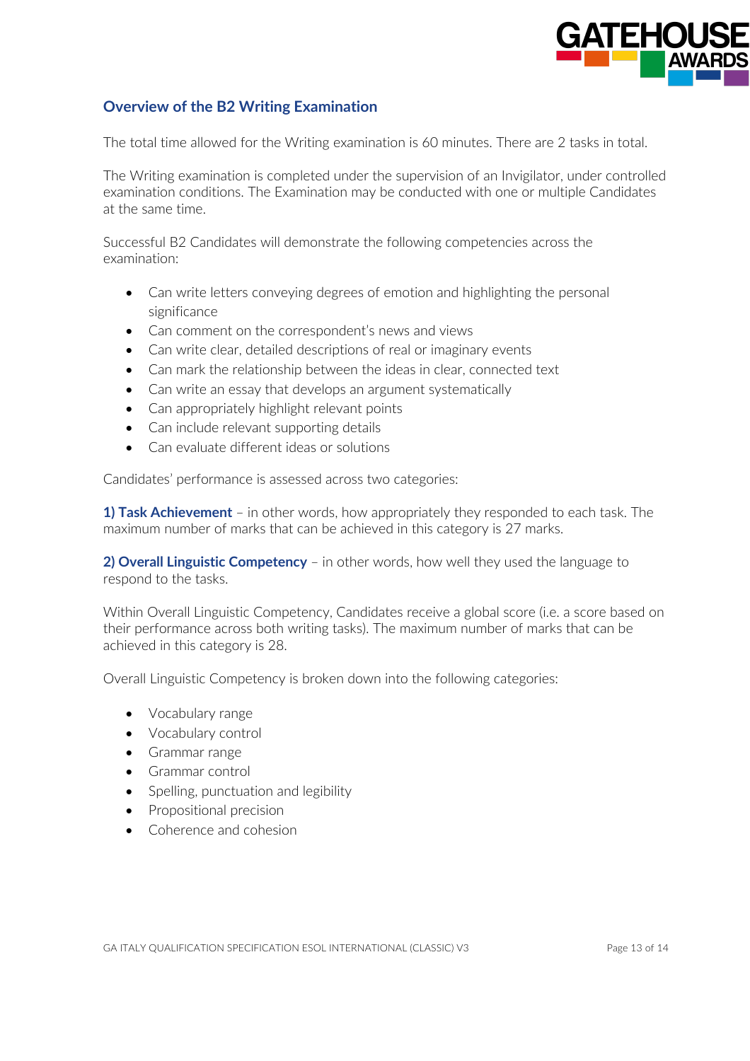## Overview of the B2 Writing Examination

The total time allowed for the Writing examination is 60 minutes. There are 2 tasks in total.

The Writing examination is completed under the supervision of an Invigilator, under controlled examination conditions. The Examination may be conducted with one or multiple Candidates at the same time.

Successful B2 Candidates will demonstrate the following competencies across the examination:

- Can write letters conveying degrees of emotion and highlighting the personal significance
- Can comment on the correspondent's news and views
- Can write clear, detailed descriptions of real or imaginary events
- Can mark the relationship between the ideas in clear, connected text
- Can write an essay that develops an argument systematically
- Can appropriately highlight relevant points
- Can include relevant supporting details
- Can evaluate different ideas or solutions

Candidates' performance is assessed across two categories:

**1) Task Achievement** – in other words, how appropriately they responded to each task. The maximum number of marks that can be achieved in this category is 27 marks.

**2) Overall Linguistic Competency** – in other words, how well they used the language to respond to the tasks.

Within Overall Linguistic Competency, Candidates receive a global score (i.e. a score based on their performance across both writing tasks). The maximum number of marks that can be achieved in this category is 28.

Overall Linguistic Competency is broken down into the following categories:

- Vocabulary range
- Vocabulary control
- Grammar range
- Grammar control
- Spelling, punctuation and legibility
- Propositional precision
- Coherence and cohesion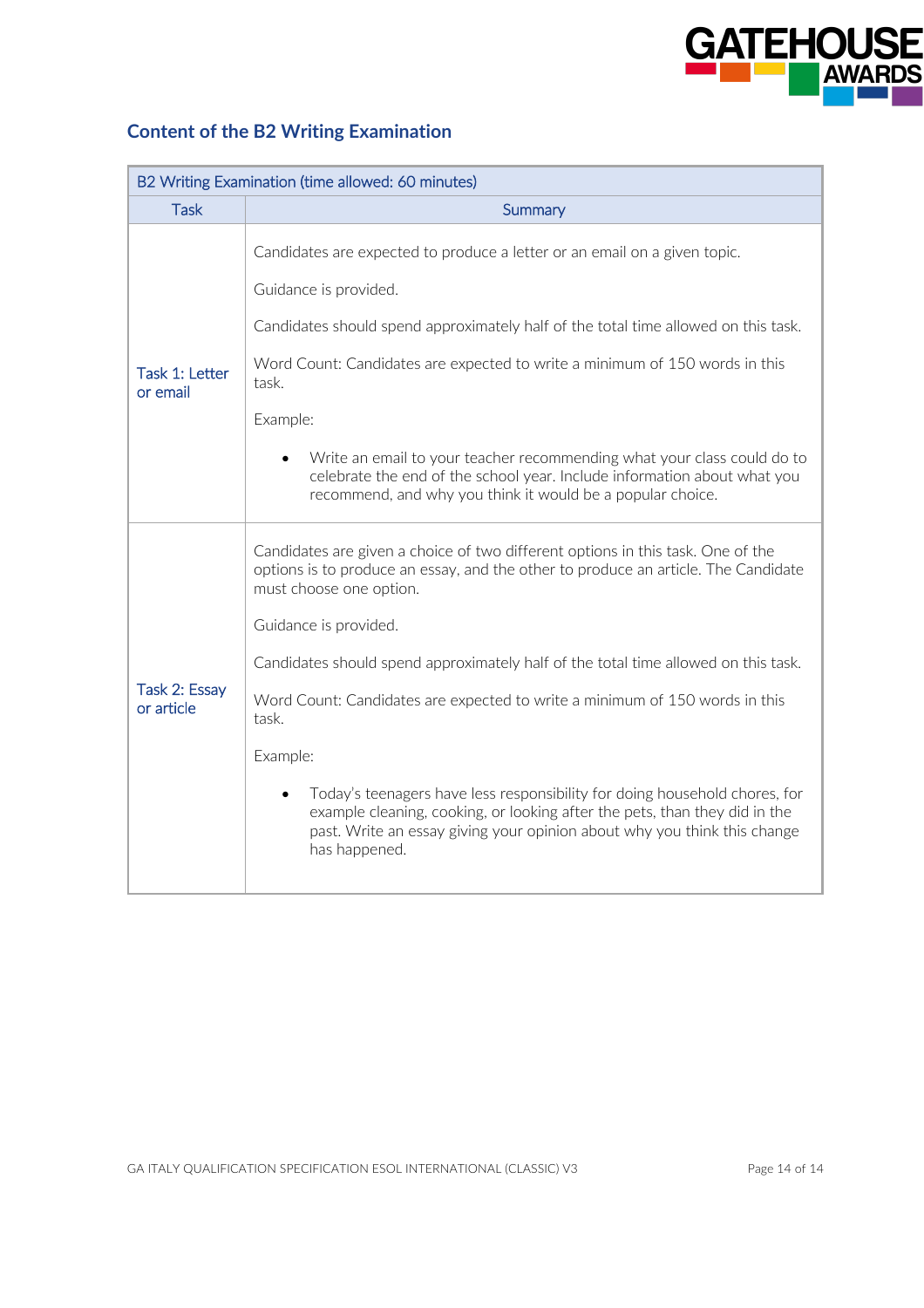## Content of the B2 Writing Examination

| B2 Writing Examination (time allowed: 60 minutes) | |
|---|---|
| **Task** | **Summary** |
| Task 1: Letter or email | Candidates are expected to produce a letter or an email on a given topic.<br><br>Guidance is provided.<br><br>Candidates should spend approximately half of the total time allowed on this task.<br><br>Word Count: Candidates are expected to write a minimum of 150 words in this task.<br><br>Example:<br><br>• Write an email to your teacher recommending what your class could do to celebrate the end of the school year. Include information about what you recommend, and why you think it would be a popular choice. |
| Task 2: Essay or article | Candidates are given a choice of two different options in this task. One of the options is to produce an essay, and the other to produce an article. The Candidate must choose one option.<br><br>Guidance is provided.<br><br>Candidates should spend approximately half of the total time allowed on this task.<br><br>Word Count: Candidates are expected to write a minimum of 150 words in this task.<br><br>Example:<br><br>• Today's teenagers have less responsibility for doing household chores, for example cleaning, cooking, or looking after the pets, than they did in the past. Write an essay giving your opinion about why you think this change has happened. |